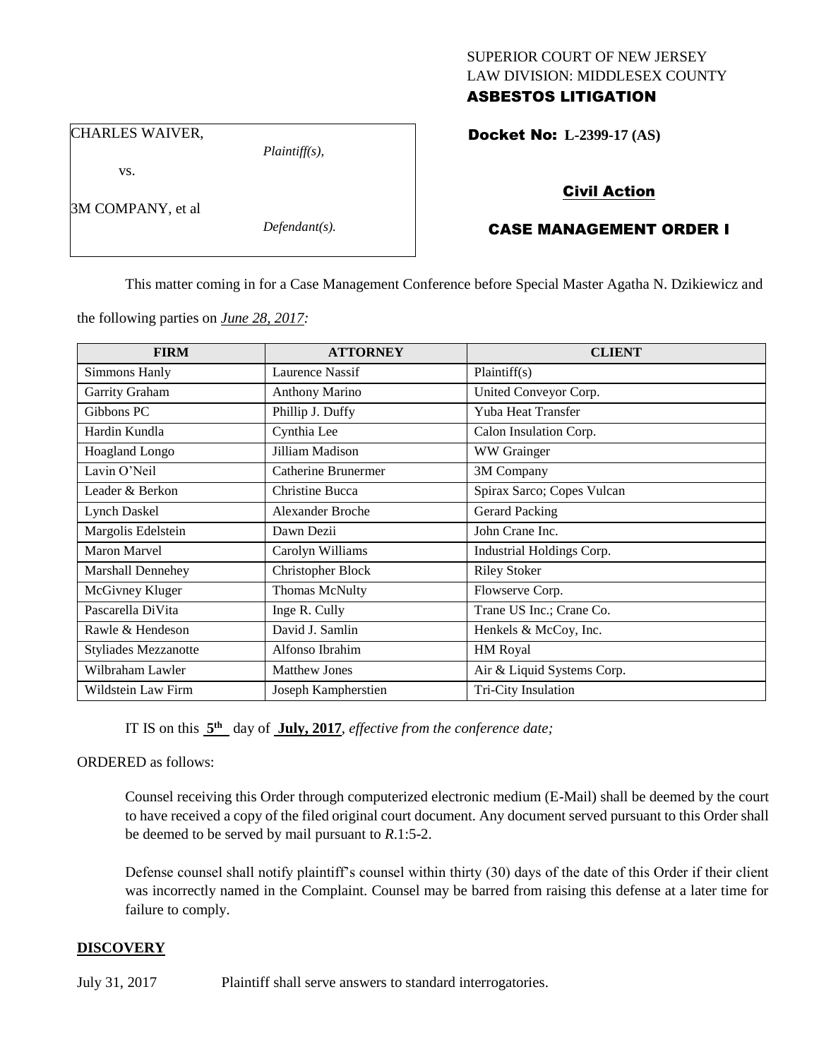SUPERIOR COURT OF NEW JERSEY
LAW DIVISION: MIDDLESEX COUNTY
**ASBESTOS LITIGATION**

CHARLES WAIVER,

*Plaintiff(s),*

vs.

3M COMPANY, et al

*Defendant(s).*

**Docket No: L-2399-17 (AS)**

**Civil Action**

**CASE MANAGEMENT ORDER I**

This matter coming in for a Case Management Conference before Special Master Agatha N. Dzikiewicz and the following parties on ***June 28, 2017***:

| FIRM | ATTORNEY | CLIENT |
|---|---|---|
| Simmons Hanly | Laurence Nassif | Plaintiff(s) |
| Garrity Graham | Anthony Marino | United Conveyor Corp. |
| Gibbons PC | Phillip J. Duffy | Yuba Heat Transfer |
| Hardin Kundla | Cynthia Lee | Calon Insulation Corp. |
| Hoagland Longo | Jilliam Madison | WW Grainger |
| Lavin O'Neil | Catherine Brunermer | 3M Company |
| Leader & Berkon | Christine Bucca | Spirax Sarco; Copes Vulcan |
| Lynch Daskel | Alexander Broche | Gerard Packing |
| Margolis Edelstein | Dawn Dezii | John Crane Inc. |
| Maron Marvel | Carolyn Williams | Industrial Holdings Corp. |
| Marshall Dennehey | Christopher Block | Riley Stoker |
| McGivney Kluger | Thomas McNulty | Flowserve Corp. |
| Pascarella DiVita | Inge R. Cully | Trane US Inc.; Crane Co. |
| Rawle & Hendeson | David J. Samlin | Henkels & McCoy, Inc. |
| Styliades Mezzanotte | Alfonso Ibrahim | HM Royal |
| Wilbraham Lawler | Matthew Jones | Air & Liquid Systems Corp. |
| Wildstein Law Firm | Joseph Kampherstien | Tri-City Insulation |

IT IS on this **5th** day of **July, 2017**, *effective from the conference date;*

ORDERED as follows:

Counsel receiving this Order through computerized electronic medium (E-Mail) shall be deemed by the court to have received a copy of the filed original court document. Any document served pursuant to this Order shall be deemed to be served by mail pursuant to *R*.1:5-2.

Defense counsel shall notify plaintiff's counsel within thirty (30) days of the date of this Order if their client was incorrectly named in the Complaint. Counsel may be barred from raising this defense at a later time for failure to comply.

**DISCOVERY**

July 31, 2017 Plaintiff shall serve answers to standard interrogatories.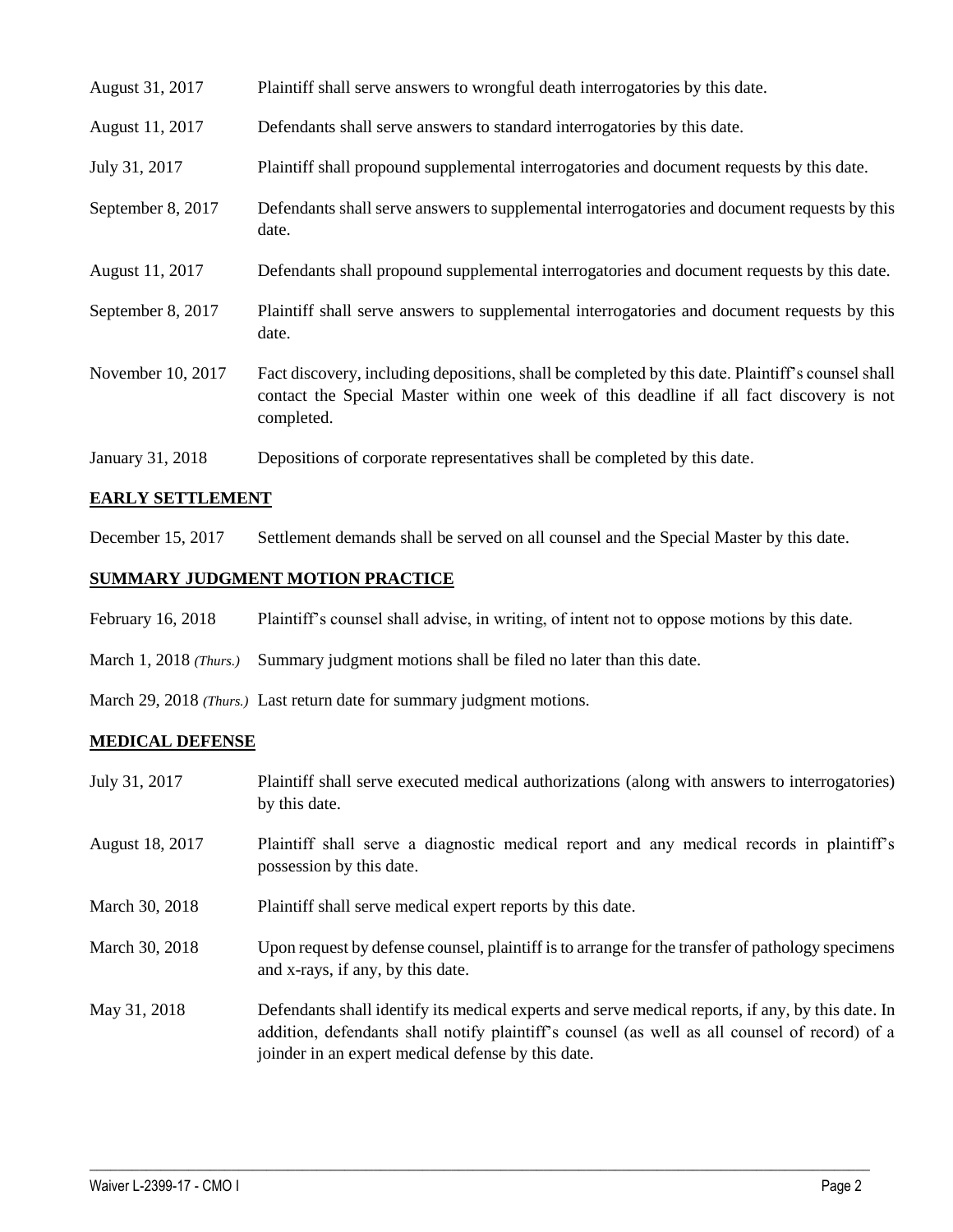| | |
|---|---|
| August 31, 2017 | Plaintiff shall serve answers to wrongful death interrogatories by this date. |
| August 11, 2017 | Defendants shall serve answers to standard interrogatories by this date. |
| July 31, 2017 | Plaintiff shall propound supplemental interrogatories and document requests by this date. |
| September 8, 2017 | Defendants shall serve answers to supplemental interrogatories and document requests by this date. |
| August 11, 2017 | Defendants shall propound supplemental interrogatories and document requests by this date. |
| September 8, 2017 | Plaintiff shall serve answers to supplemental interrogatories and document requests by this date. |
| November 10, 2017 | Fact discovery, including depositions, shall be completed by this date. Plaintiff's counsel shall contact the Special Master within one week of this deadline if all fact discovery is not completed. |
| January 31, 2018 | Depositions of corporate representatives shall be completed by this date. |

## EARLY SETTLEMENT

| | |
|---|---|
| December 15, 2017 | Settlement demands shall be served on all counsel and the Special Master by this date. |

## SUMMARY JUDGMENT MOTION PRACTICE

| | |
|---|---|
| February 16, 2018 | Plaintiff's counsel shall advise, in writing, of intent not to oppose motions by this date. |
| March 1, 2018 *(Thurs.)* | Summary judgment motions shall be filed no later than this date. |
| March 29, 2018 *(Thurs.)* | Last return date for summary judgment motions. |

## MEDICAL DEFENSE

| | |
|---|---|
| July 31, 2017 | Plaintiff shall serve executed medical authorizations (along with answers to interrogatories) by this date. |
| August 18, 2017 | Plaintiff shall serve a diagnostic medical report and any medical records in plaintiff's possession by this date. |
| March 30, 2018 | Plaintiff shall serve medical expert reports by this date. |
| March 30, 2018 | Upon request by defense counsel, plaintiff is to arrange for the transfer of pathology specimens and x-rays, if any, by this date. |
| May 31, 2018 | Defendants shall identify its medical experts and serve medical reports, if any, by this date. In addition, defendants shall notify plaintiff's counsel (as well as all counsel of record) of a joinder in an expert medical defense by this date. |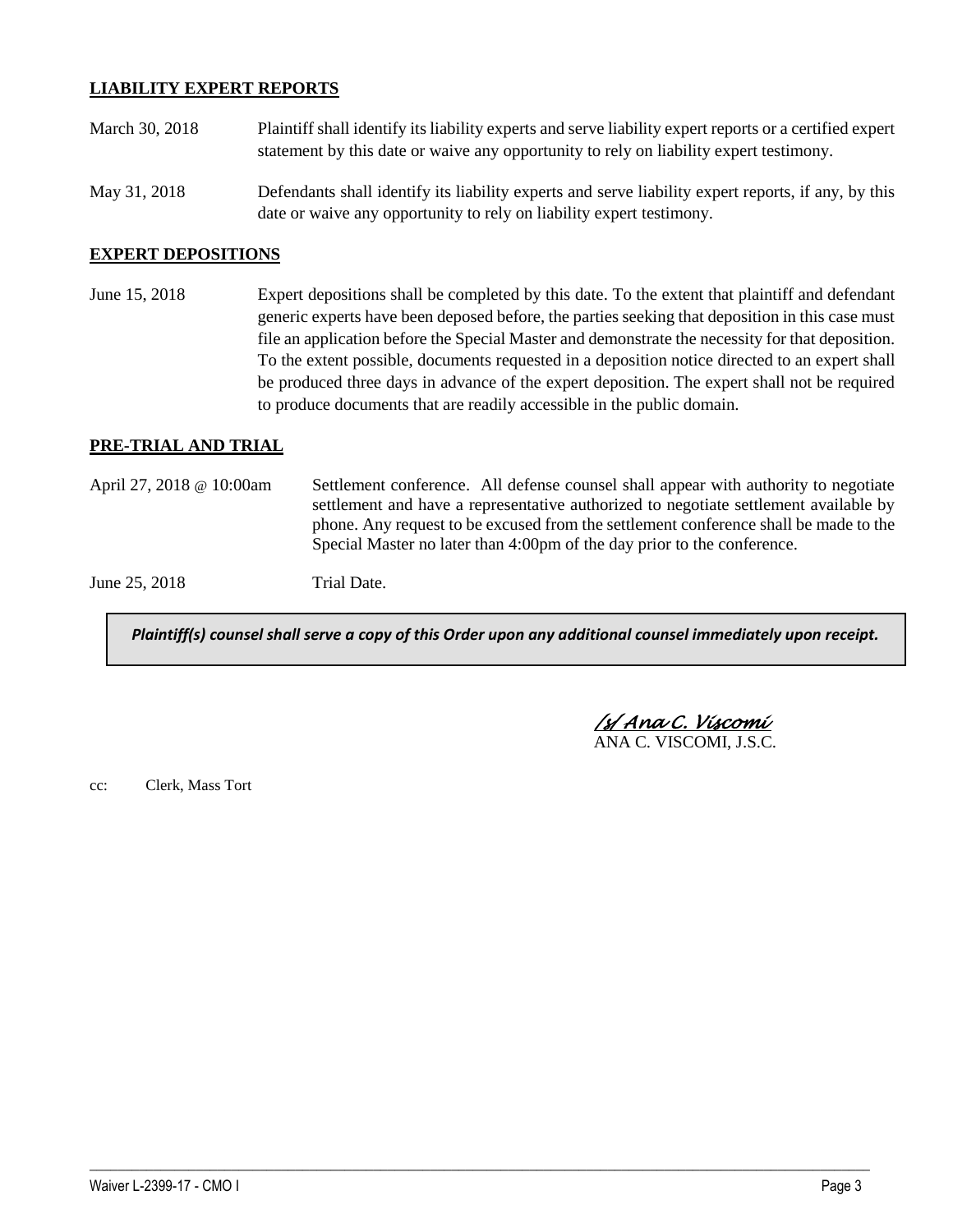## LIABILITY EXPERT REPORTS

| | |
|---|---|
| March 30, 2018 | Plaintiff shall identify its liability experts and serve liability expert reports or a certified expert statement by this date or waive any opportunity to rely on liability expert testimony. |
| May 31, 2018 | Defendants shall identify its liability experts and serve liability expert reports, if any, by this date or waive any opportunity to rely on liability expert testimony. |

## EXPERT DEPOSITIONS

| | |
|---|---|
| June 15, 2018 | Expert depositions shall be completed by this date. To the extent that plaintiff and defendant generic experts have been deposed before, the parties seeking that deposition in this case must file an application before the Special Master and demonstrate the necessity for that deposition. To the extent possible, documents requested in a deposition notice directed to an expert shall be produced three days in advance of the expert deposition. The expert shall not be required to produce documents that are readily accessible in the public domain. |

## PRE-TRIAL AND TRIAL

| | |
|---|---|
| April 27, 2018 @ 10:00am | Settlement conference. All defense counsel shall appear with authority to negotiate settlement and have a representative authorized to negotiate settlement available by phone. Any request to be excused from the settlement conference shall be made to the Special Master no later than 4:00pm of the day prior to the conference. |
| June 25, 2018 | Trial Date. |

***Plaintiff(s) counsel shall serve a copy of this Order upon any additional counsel immediately upon receipt.***

/s/ Ana C. Viscomi
ANA C. VISCOMI, J.S.C.

cc: Clerk, Mass Tort

Waiver L-2399-17 - CMO I